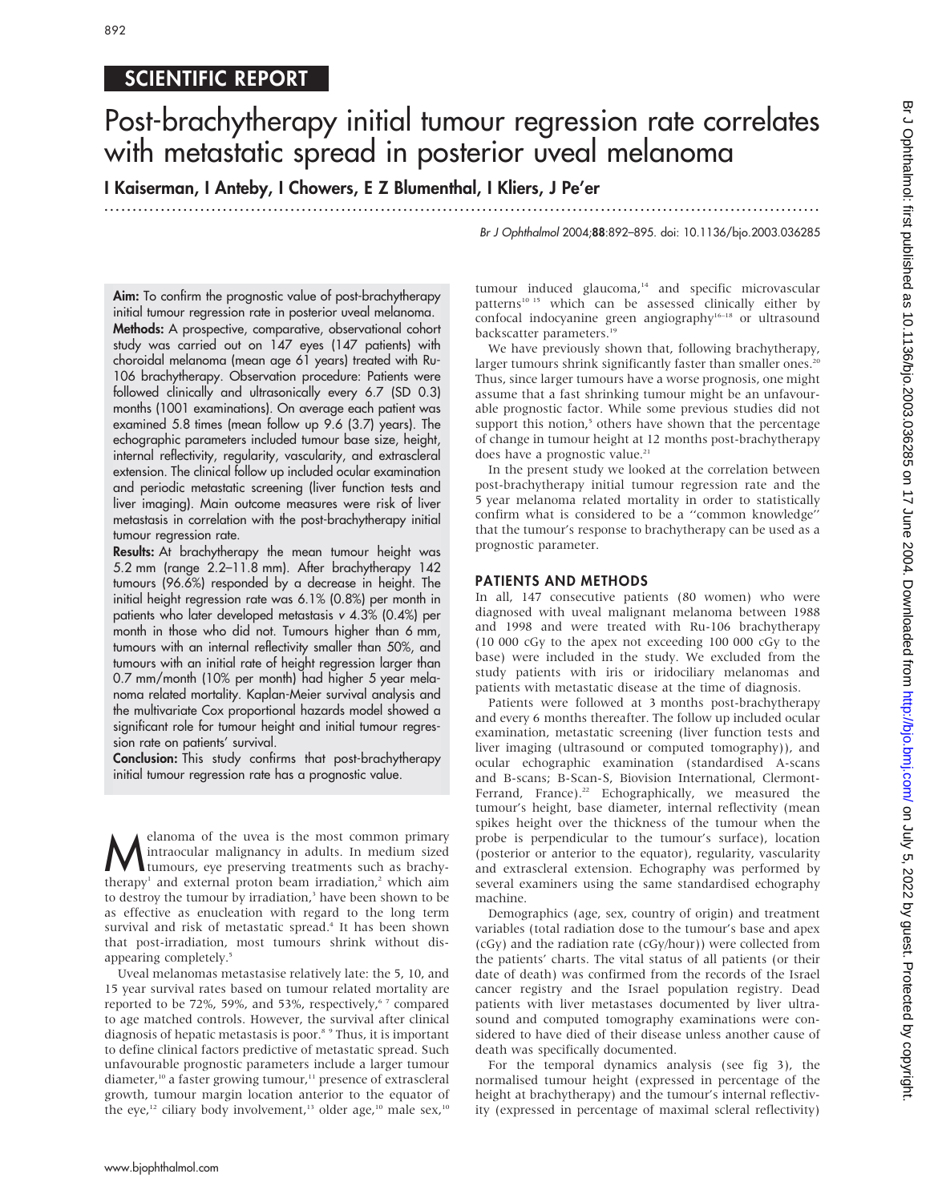## SCIENTIFIC REPORT

# Post-brachytherapy initial tumour regression rate correlates with metastatic spread in posterior uveal melanoma

I Kaiserman, I Anteby, I Chowers, E Z Blumenthal, I Kliers, J Pe'er

**Aim:** To confirm the prognostic value of post-brachytherapy initial tumour regression rate in posterior uveal melanoma.

**Methods:** A prospective, comparative, observational cohort study was carried out on 147 eyes (147 patients) with choroidal melanoma (mean age 61 years) treated with Ru-106 brachytherapy. Observation procedure: Patients were followed clinically and ultrasonically every 6.7 (SD 0.3) months (1001 examinations). On average each patient was examined 5.8 times (mean follow up 9.6 (3.7) years). The echographic parameters included tumour base size, height, internal reflectivity, regularity, vascularity, and extrascleral extension. The clinical follow up included ocular examination and periodic metastatic screening (liver function tests and liver imaging). Main outcome measures were risk of liver metastasis in correlation with the post-brachytherapy initial tumour regression rate.

**Results:** At brachytherapy the mean tumour height was 5.2 mm (range 2.2–11.8 mm). After brachytherapy 142 tumours (96.6%) responded by a decrease in height. The initial height regression rate was 6.1% (0.8%) per month in patients who later developed metastasis v 4.3% (0.4%) per month in those who did not. Tumours higher than 6 mm, tumours with an internal reflectivity smaller than 50%, and tumours with an initial rate of height regression larger than 0.7 mm/month (10% per month) had higher 5 year melanoma related mortality. Kaplan-Meier survival analysis and the multivariate Cox proportional hazards model showed a significant role for tumour height and initial tumour regression rate on patients' survival.

**Conclusion:** This study confirms that post-brachytherapy initial tumour regression rate has a prognostic value.

Melanoma of the uvea is the most common primary intraocular malignancy in adults. In medium sized tumours, eye preserving treatments such as brachytherapy[1] and external proton beam irradiation,[2] which aim to destroy the tumour by irradiation,[3] have been shown to be as effective as enucleation with regard to the long term survival and risk of metastatic spread.[4] It has been shown that post-irradiation, most tumours shrink without disappearing completely.[5]

Uveal melanomas metastasise relatively late: the 5, 10, and 15 year survival rates based on tumour related mortality are reported to be 72%, 59%, and 53%, respectively,[6 7] compared to age matched controls. However, the survival after clinical diagnosis of hepatic metastasis is poor.[8 9] Thus, it is important to define clinical factors predictive of metastatic spread. Such unfavourable prognostic parameters include a larger tumour diameter,[10] a faster growing tumour,[11] presence of extrascleral growth, tumour margin location anterior to the equator of the eye,[12] ciliary body involvement,[13] older age,[10] male sex,[10] tumour induced glaucoma,[14] and specific microvascular patterns[10 15] which can be assessed clinically either by confocal indocyanine green angiography[16–18] or ultrasound backscatter parameters.[19]

We have previously shown that, following brachytherapy, larger tumours shrink significantly faster than smaller ones.[20] Thus, since larger tumours have a worse prognosis, one might assume that a fast shrinking tumour might be an unfavourable prognostic factor. While some previous studies did not support this notion,[5] others have shown that the percentage of change in tumour height at 12 months post-brachytherapy does have a prognostic value.[21]

In the present study we looked at the correlation between post-brachytherapy initial tumour regression rate and the 5 year melanoma related mortality in order to statistically confirm what is considered to be a "common knowledge" that the tumour's response to brachytherapy can be used as a prognostic parameter.

## PATIENTS AND METHODS

In all, 147 consecutive patients (80 women) who were diagnosed with uveal malignant melanoma between 1988 and 1998 and were treated with Ru-106 brachytherapy (10 000 cGy to the apex not exceeding 100 000 cGy to the base) were included in the study. We excluded from the study patients with iris or iridociliary melanomas and patients with metastatic disease at the time of diagnosis.

Patients were followed at 3 months post-brachytherapy and every 6 months thereafter. The follow up included ocular examination, metastatic screening (liver function tests and liver imaging (ultrasound or computed tomography)), and ocular echographic examination (standardised A-scans and B-scans; B-Scan-S, Biovision International, Clermont-Ferrand, France).[22] Echographically, we measured the tumour's height, base diameter, internal reflectivity (mean spikes height over the thickness of the tumour when the probe is perpendicular to the tumour's surface), location (posterior or anterior to the equator), regularity, vascularity and extrascleral extension. Echography was performed by several examiners using the same standardised echography machine.

Demographics (age, sex, country of origin) and treatment variables (total radiation dose to the tumour's base and apex (cGy) and the radiation rate (cGy/hour)) were collected from the patients' charts. The vital status of all patients (or their date of death) was confirmed from the records of the Israel cancer registry and the Israel population registry. Dead patients with liver metastases documented by liver ultrasound and computed tomography examinations were considered to have died of their disease unless another cause of death was specifically documented.

For the temporal dynamics analysis (see fig 3), the normalised tumour height (expressed in percentage of the height at brachytherapy) and the tumour's internal reflectivity (expressed in percentage of maximal scleral reflectivity)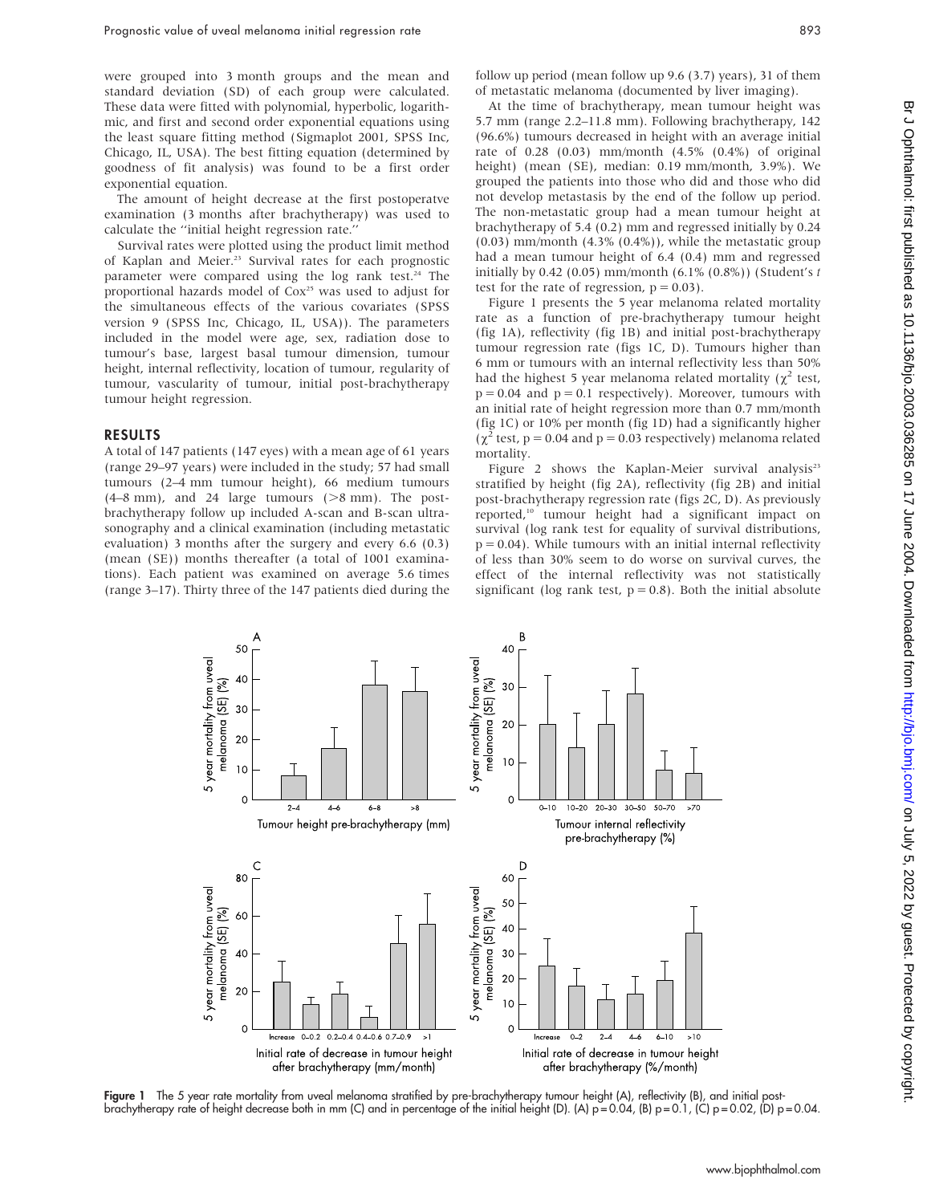were grouped into 3 month groups and the mean and standard deviation (SD) of each group were calculated. These data were fitted with polynomial, hyperbolic, logarithmic, and first and second order exponential equations using the least square fitting method (Sigmaplot 2001, SPSS Inc, Chicago, IL, USA). The best fitting equation (determined by goodness of fit analysis) was found to be a first order exponential equation.

The amount of height decrease at the first postoperatve examination (3 months after brachytherapy) was used to calculate the ''initial height regression rate.''

Survival rates were plotted using the product limit method of Kaplan and Meier.[23] Survival rates for each prognostic parameter were compared using the log rank test.[24] The proportional hazards model of Cox[25] was used to adjust for the simultaneous effects of the various covariates (SPSS version 9 (SPSS Inc, Chicago, IL, USA)). The parameters included in the model were age, sex, radiation dose to tumour's base, largest basal tumour dimension, tumour height, internal reflectivity, location of tumour, regularity of tumour, vascularity of tumour, initial post-brachytherapy tumour height regression.

## RESULTS

A total of 147 patients (147 eyes) with a mean age of 61 years (range 29–97 years) were included in the study; 57 had small tumours (2–4 mm tumour height), 66 medium tumours (4–8 mm), and 24 large tumours (>8 mm). The post-brachytherapy follow up included A-scan and B-scan ultrasonography and a clinical examination (including metastatic evaluation) 3 months after the surgery and every 6.6 (0.3) (mean (SE)) months thereafter (a total of 1001 examinations). Each patient was examined on average 5.6 times (range 3–17). Thirty three of the 147 patients died during the follow up period (mean follow up 9.6 (3.7) years), 31 of them of metastatic melanoma (documented by liver imaging).

At the time of brachytherapy, mean tumour height was 5.7 mm (range 2.2–11.8 mm). Following brachytherapy, 142 (96.6%) tumours decreased in height with an average initial rate of 0.28 (0.03) mm/month (4.5% (0.4%) of original height) (mean (SE), median: 0.19 mm/month, 3.9%). We grouped the patients into those who did and those who did not develop metastasis by the end of the follow up period. The non-metastatic group had a mean tumour height at brachytherapy of 5.4 (0.2) mm and regressed initially by 0.24 (0.03) mm/month (4.3% (0.4%)), while the metastatic group had a mean tumour height of 6.4 (0.4) mm and regressed initially by 0.42 (0.05) mm/month (6.1% (0.8%)) (Student's *t* test for the rate of regression, $p = 0.03$).

Figure 1 presents the 5 year melanoma related mortality rate as a function of pre-brachytherapy tumour height (fig 1A), reflectivity (fig 1B) and initial post-brachytherapy tumour regression rate (figs 1C, D). Tumours higher than 6 mm or tumours with an internal reflectivity less than 50% had the highest 5 year melanoma related mortality ($\chi^2$ test, $p = 0.04$ and $p = 0.1$ respectively). Moreover, tumours with an initial rate of height regression more than 0.7 mm/month (fig 1C) or 10% per month (fig 1D) had a significantly higher ($\chi^2$ test, $p = 0.04$ and $p = 0.03$ respectively) melanoma related mortality.

Figure 2 shows the Kaplan-Meier survival analysis[23] stratified by height (fig 2A), reflectivity (fig 2B) and initial post-brachytherapy regression rate (figs 2C, D). As previously reported,[10] tumour height had a significant impact on survival (log rank test for equality of survival distributions, $p = 0.04$). While tumours with an initial internal reflectivity of less than 30% seem to do worse on survival curves, the effect of the internal reflectivity was not statistically significant (log rank test, $p = 0.8$). Both the initial absolute

**Figure 1** The 5 year rate mortality from uveal melanoma stratified by pre-brachytherapy tumour height (A), reflectivity (B), and initial post-brachytherapy rate of height decrease both in mm (C) and in percentage of the initial height (D). (A) $p = 0.04$, (B) $p = 0.1$, (C) $p = 0.02$, (D) $p = 0.04$.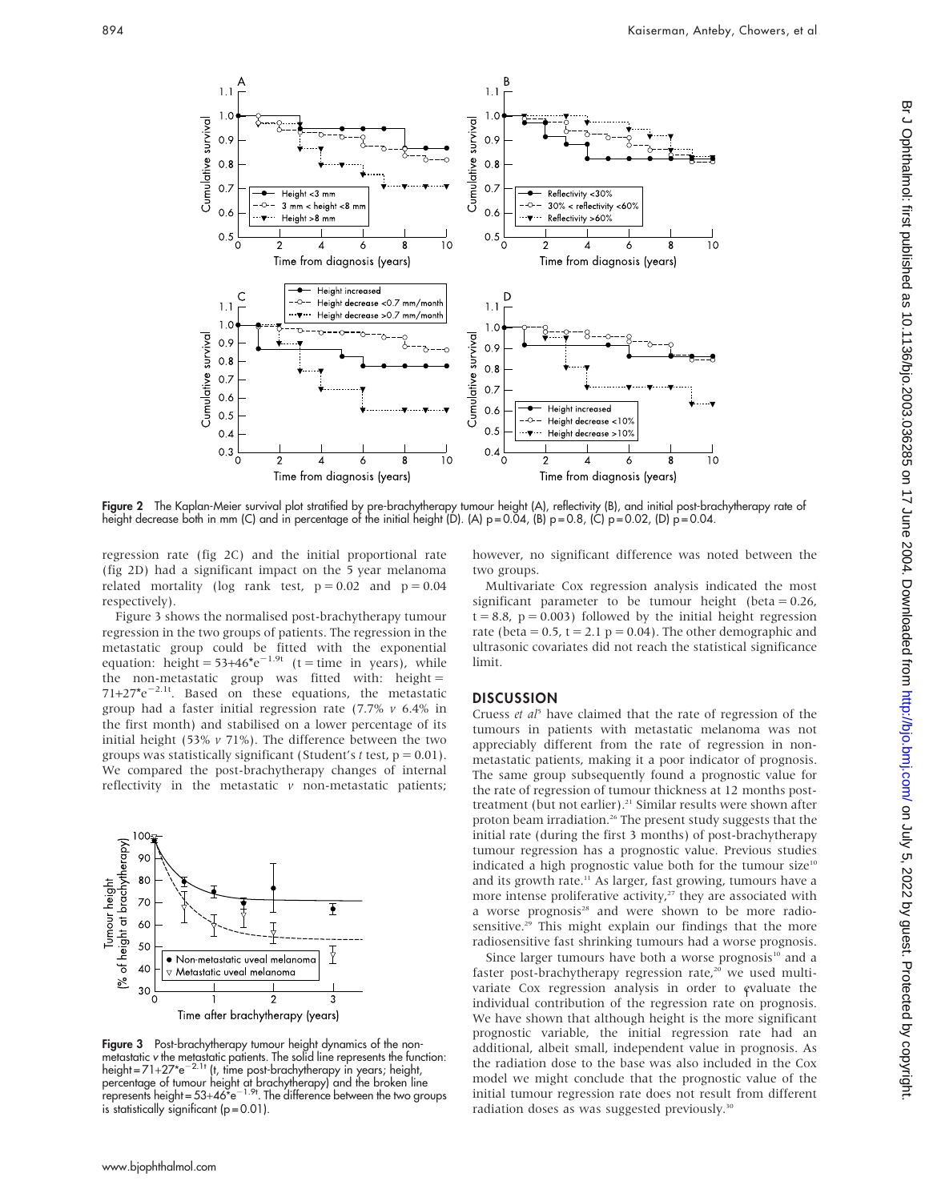Figure 2 The Kaplan-Meier survival plot stratified by pre-brachytherapy tumour height (A), reflectivity (B), and initial post-brachytherapy rate of height decrease both in mm (C) and in percentage of the initial height (D). (A) p = 0.04, (B) p = 0.8, (C) p = 0.02, (D) p = 0.04.

regression rate (fig 2C) and the initial proportional rate (fig 2D) had a significant impact on the 5 year melanoma related mortality (log rank test, p = 0.02 and p = 0.04 respectively).

Figure 3 shows the normalised post-brachytherapy tumour regression in the two groups of patients. The regression in the metastatic group could be fitted with the exponential equation: $height = 53+46*e^{-1.9t}$ (t = time in years), while the non-metastatic group was fitted with: $height = 71+27*e^{-2.1t}$. Based on these equations, the metastatic group had a faster initial regression rate (7.7% *v* 6.4% in the first month) and stabilised on a lower percentage of its initial height (53% *v* 71%). The difference between the two groups was statistically significant (Student's *t* test, p = 0.01). We compared the post-brachytherapy changes of internal reflectivity in the metastatic *v* non-metastatic patients; however, no significant difference was noted between the two groups.

Figure 3 Post-brachytherapy tumour height dynamics of the non-metastatic *v* the metastatic patients. The solid line represents the function: $height = 71+27*e^{-2.1t}$ (t, time post-brachytherapy in years; height, percentage of tumour height at brachytherapy) and the broken line represents $height = 53+46*e^{-1.9t}$. The difference between the two groups is statistically significant (p = 0.01).

Multivariate Cox regression analysis indicated the most significant parameter to be tumour height (beta = 0.26, t = 8.8, p = 0.003) followed by the initial height regression rate (beta = 0.5, t = 2.1 p = 0.04). The other demographic and ultrasonic covariates did not reach the statistical significance limit.

## DISCUSSION

Cruess *et al*[5] have claimed that the rate of regression of the tumours in patients with metastatic melanoma was not appreciably different from the rate of regression in non-metastatic patients, making it a poor indicator of prognosis. The same group subsequently found a prognostic value for the rate of regression of tumour thickness at 12 months post-treatment (but not earlier).[21] Similar results were shown after proton beam irradiation.[26] The present study suggests that the initial rate (during the first 3 months) of post-brachytherapy tumour regression has a prognostic value. Previous studies indicated a high prognostic value both for the tumour size[10] and its growth rate.[11] As larger, fast growing, tumours have a more intense proliferative activity,[27] they are associated with a worse prognosis[28] and were shown to be more radiosensitive.[29] This might explain our findings that the more radiosensitive fast shrinking tumours had a worse prognosis.

Since larger tumours have both a worse prognosis[10] and a faster post-brachytherapy regression rate,[20] we used multivariate Cox regression analysis in order to evaluate the individual contribution of the regression rate on prognosis. We have shown that although height is the more significant prognostic variable, the initial regression rate had an additional, albeit small, independent value in prognosis. As the radiation dose to the base was also included in the Cox model we might conclude that the prognostic value of the initial tumour regression rate does not result from different radiation doses as was suggested previously.[30]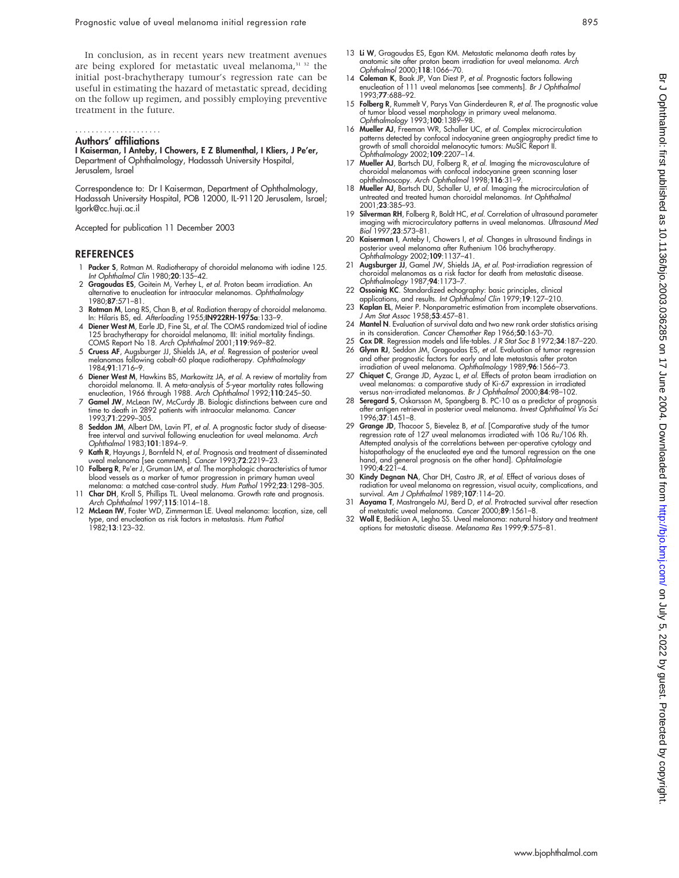In conclusion, as in recent years new treatment avenues are being explored for metastatic uveal melanoma,[31 32] the initial post-brachytherapy tumour's regression rate can be useful in estimating the hazard of metastatic spread, deciding on the follow up regimen, and possibly employing preventive treatment in the future.

## Authors' affiliations

**I Kaiserman, I Anteby, I Chowers, E Z Blumenthal, I Kliers, J Pe'er,** Department of Ophthalmology, Hadassah University Hospital, Jerusalem, Israel

Correspondence to: Dr I Kaiserman, Department of Ophthalmology, Hadassah University Hospital, POB 12000, IL-91120 Jerusalem, Israel; Igork@cc.huji.ac.il

Accepted for publication 11 December 2003

## REFERENCES

1. **Packer S**, Rotman M. Radiotherapy of choroidal melanoma with iodine 125. *Int Ophthalmol Clin* 1980;**20**:135–42.
2. **Gragoudas ES**, Goitein M, Verhey L, *et al*. Proton beam irradiation. An alternative to enucleation for intraocular melanomas. *Ophthalmology* 1980;**87**:571–81.
3. **Rotman M**, Long RS, Chan B, *et al*. Radiation therapy of choroidal melanoma. In: Hilaris BS, ed. *Afterloading* 1955;**IN922RH-1975a**:133–9.
4. **Diener West M**, Earle JD, Fine SL, *et al*. The COMS randomized trial of iodine 125 brachytherapy for choroidal melanoma, III: initial mortality findings. COMS Report No 18. *Arch Ophthalmol* 2001;**119**:969–82.
5. **Cruess AF**, Augsburger JJ, Shields JA, *et al*. Regression of posterior uveal melanomas following cobalt-60 plaque radiotherapy. *Ophthalmology* 1984;**91**:1716–9.
6. **Diener West M**, Hawkins BS, Markowitz JA, *et al*. A review of mortality from choroidal melanoma. II. A meta-analysis of 5-year mortality rates following enucleation, 1966 through 1988. *Arch Ophthalmol* 1992;**110**:245–50.
7. **Gamel JW**, McLean IW, McCurdy JB. Biologic distinctions between cure and time to death in 2892 patients with intraocular melanoma. *Cancer* 1993;**71**:2299–305.
8. **Seddon JM**, Albert DM, Lavin PT, *et al*. A prognostic factor study of disease-free interval and survival following enucleation for uveal melanoma. *Arch Ophthalmol* 1983;**101**:1894–9.
9. **Kath R**, Hayungs J, Bornfeld N, *et al*. Prognosis and treatment of disseminated uveal melanoma [see comments]. *Cancer* 1993;**72**:2219–23.
10. **Folberg R**, Pe'er J, Gruman LM, *et al*. The morphologic characteristics of tumor blood vessels as a marker of tumor progression in primary human uveal melanoma: a matched case-control study. *Hum Pathol* 1992;**23**:1298–305.
11. **Char DH**, Kroll S, Phillips TL. Uveal melanoma. Growth rate and prognosis. *Arch Ophthalmol* 1997;**115**:1014–18.
12. **McLean IW**, Foster WD, Zimmerman LE. Uveal melanoma: location, size, cell type, and enucleation as risk factors in metastasis. *Hum Pathol* 1982;**13**:123–32.
13. **Li W**, Gragoudas ES, Egan KM. Metastatic melanoma death rates by anatomic site after proton beam irradiation for uveal melanoma. *Arch Ophthalmol* 2000;**118**:1066–70.
14. **Coleman K**, Baak JP, Van Diest P, *et al*. Prognostic factors following enucleation of 111 uveal melanomas [see comments]. *Br J Ophthalmol* 1993;**77**:688–92.
15. **Folberg R**, Rummelt V, Parys Van Ginderdeuren R, *et al*. The prognostic value of tumor blood vessel morphology in primary uveal melanoma. *Ophthalmology* 1993;**100**:1389–98.
16. **Mueller AJ**, Freeman WR, Schaller UC, *et al*. Complex microcirculation patterns detected by confocal indocyanine green angiography predict time to growth of small choroidal melanocytic tumors: MuSIC Report II. *Ophthalmology* 2002;**109**:2207–14.
17. **Mueller AJ**, Bartsch DU, Folberg R, *et al*. Imaging the microvasculature of choroidal melanomas with confocal indocyanine green scanning laser ophthalmoscopy. *Arch Ophthalmol* 1998;**116**:31–9.
18. **Mueller AJ**, Bartsch DU, Schaller U, *et al*. Imaging the microcirculation of untreated and treated human choroidal melanomas. *Int Ophthalmol* 2001;**23**:385–93.
19. **Silverman RH**, Folberg R, Boldt HC, *et al*. Correlation of ultrasound parameter imaging with microcirculatory patterns in uveal melanomas. *Ultrasound Med Biol* 1997;**23**:573–81.
20. **Kaiserman I**, Anteby I, Chowers I, *et al*. Changes in ultrasound findings in posterior uveal melanoma after Ruthenium 106 brachytherapy. *Ophthalmology* 2002;**109**:1137–41.
21. **Augsburger JJ**, Gamel JW, Shields JA, *et al*. Post-irradiation regression of choroidal melanomas as a risk factor for death from metastatic disease. *Ophthalmology* 1987;**94**:1173–7.
22. **Ossoinig KC**. Standardized echography: basic principles, clinical applications, and results. *Int Ophthalmol Clin* 1979;**19**:127–210.
23. **Kaplan EL**, Meier P. Nonparametric estimation from incomplete observations. *J Am Stat Assoc* 1958;**53**:457–81.
24. **Mantel N**. Evaluation of survival data and two new rank order statistics arising in its consideration. *Cancer Chemother Rep* 1966;**50**:163–70.
25. **Cox DR**. Regression models and life-tables. *J R Stat Soc B* 1972;**34**:187–220.
26. **Glynn RJ**, Seddon JM, Gragoudas ES, *et al*. Evaluation of tumor regression and other prognostic factors for early and late metastasis after proton irradiation of uveal melanoma. *Ophthalmology* 1989;**96**:1566–73.
27. **Chiquet C**, Grange JD, Ayzac L, *et al*. Effects of proton beam irradiation on uveal melanomas: a comparative study of Ki-67 expression in irradiated versus non-irradiated melanomas. *Br J Ophthalmol* 2000;**84**:98–102.
28. **Seregard S**, Oskarsson M, Spangberg B. PC-10 as a predictor of prognosis after antigen retrieval in posterior uveal melanoma. *Invest Ophthalmol Vis Sci* 1996;**37**:1451–8.
29. **Grange JD**, Thacoor S, Bievelez B, *et al*. [Comparative study of the tumor regression rate of 127 uveal melanomas irradiated with 106 Ru/106 Rh. Attempted analysis of the correlations between per-operative cytology and histopathology of the enucleated eye and the tumoral regression on the one hand, and general prognosis on the other hand]. *Ophtalmologie* 1990;**4**:221–4.
30. **Kindy Degnan NA**, Char DH, Castro JR, *et al*. Effect of various doses of radiation for uveal melanoma on regression, visual acuity, complications, and survival. *Am J Ophthalmol* 1989;**107**:114–20.
31. **Aoyama T**, Mastrangelo MJ, Berd D, *et al*. Protracted survival after resection of metastatic uveal melanoma. *Cancer* 2000;**89**:1561–8.
32. **Woll E**, Bedikian A, Legha SS. Uveal melanoma: natural history and treatment options for metastatic disease. *Melanoma Res* 1999;**9**:575–81.